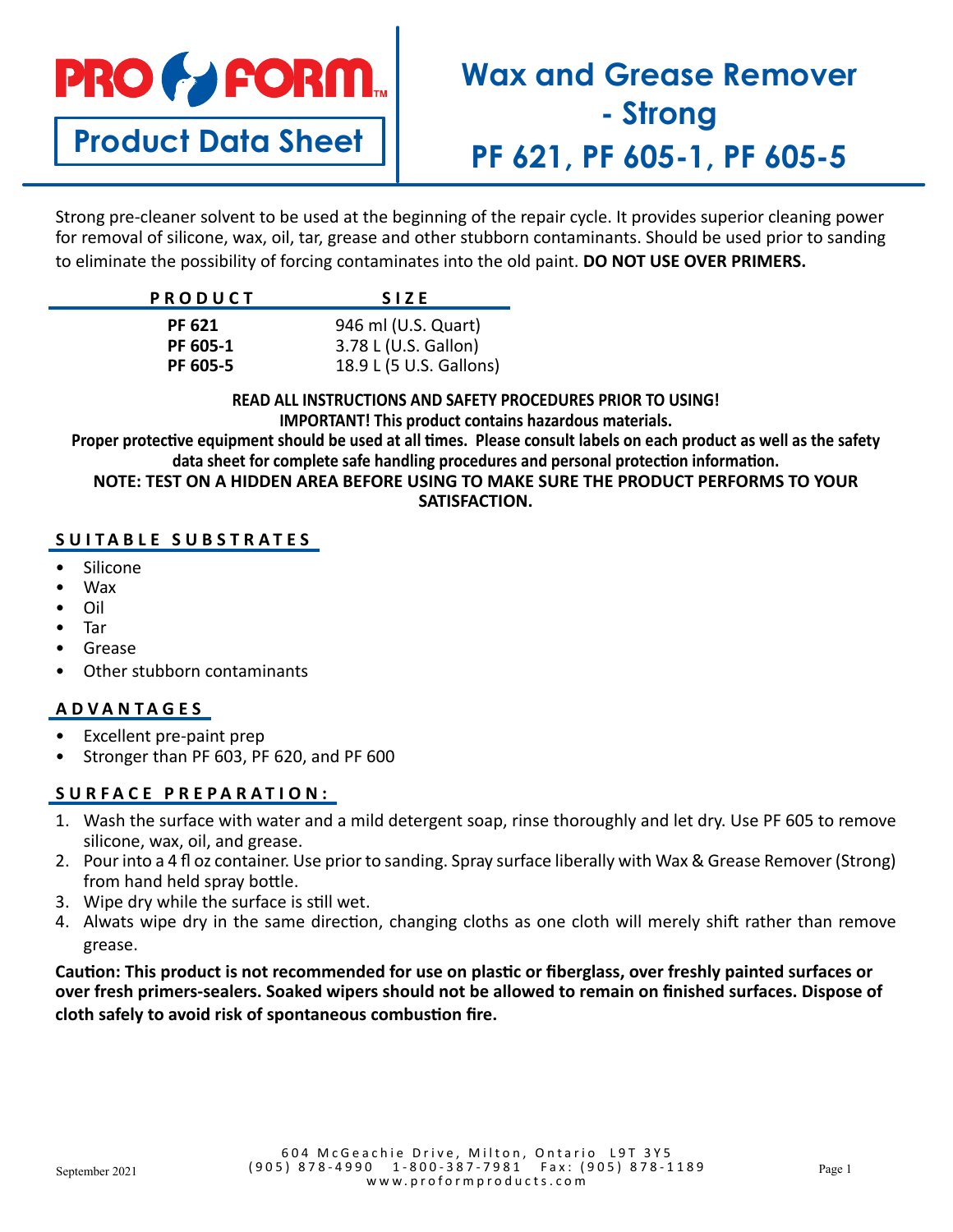PRO FORM™

**Product Data Sheet**

# Wax and Grease Remover - Strong
# PF 621, PF 605-1, PF 605-5

Strong pre-cleaner solvent to be used at the beginning of the repair cycle. It provides superior cleaning power for removal of silicone, wax, oil, tar, grease and other stubborn contaminants. Should be used prior to sanding to eliminate the possibility of forcing contaminates into the old paint. **DO NOT USE OVER PRIMERS.**

| PRODUCT | SIZE |
|---|---|
| **PF 621** | 946 ml (U.S. Quart) |
| **PF 605-1** | 3.78 L (U.S. Gallon) |
| **PF 605-5** | 18.9 L (5 U.S. Gallons) |

**READ ALL INSTRUCTIONS AND SAFETY PROCEDURES PRIOR TO USING!**
**IMPORTANT! This product contains hazardous materials.**
**Proper protective equipment should be used at all times. Please consult labels on each product as well as the safety data sheet for complete safe handling procedures and personal protection information.**
**NOTE: TEST ON A HIDDEN AREA BEFORE USING TO MAKE SURE THE PRODUCT PERFORMS TO YOUR SATISFACTION.**

## SUITABLE SUBSTRATES

- Silicone
- Wax
- Oil
- Tar
- Grease
- Other stubborn contaminants

## ADVANTAGES

- Excellent pre-paint prep
- Stronger than PF 603, PF 620, and PF 600

## SURFACE PREPARATION:

1. Wash the surface with water and a mild detergent soap, rinse thoroughly and let dry. Use PF 605 to remove silicone, wax, oil, and grease.
2. Pour into a 4 fl oz container. Use prior to sanding. Spray surface liberally with Wax & Grease Remover (Strong) from hand held spray bottle.
3. Wipe dry while the surface is still wet.
4. Alwats wipe dry in the same direction, changing cloths as one cloth will merely shift rather than remove grease.

**Caution: This product is not recommended for use on plastic or fiberglass, over freshly painted surfaces or over fresh primers-sealers. Soaked wipers should not be allowed to remain on finished surfaces. Dispose of cloth safely to avoid risk of spontaneous combustion fire.**

September 2021

604 McGeachie Drive, Milton, Ontario L9T 3Y5
(905) 878-4990 1-800-387-7981 Fax: (905) 878-1189
www.proformproducts.com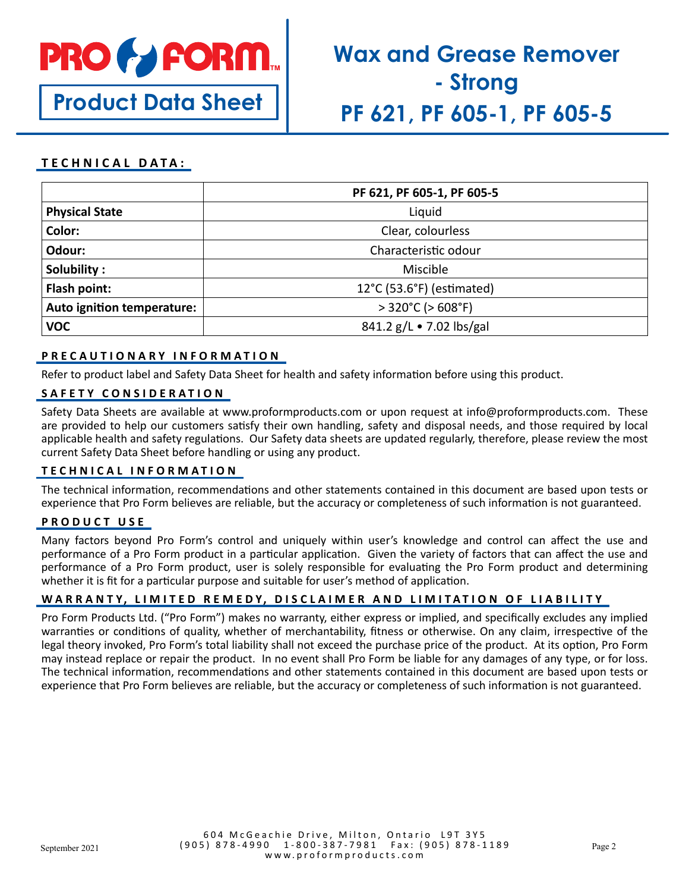# Wax and Grease Remover - Strong

# PF 621, PF 605-1, PF 605-5

**Product Data Sheet**

## TECHNICAL DATA:

| | PF 621, PF 605-1, PF 605-5 |
|---|---|
| **Physical State** | Liquid |
| **Color:** | Clear, colourless |
| **Odour:** | Characteristic odour |
| **Solubility :** | Miscible |
| **Flash point:** | 12°C (53.6°F) (estimated) |
| **Auto ignition temperature:** | > 320°C (> 608°F) |
| **VOC** | 841.2 g/L • 7.02 lbs/gal |

## PRECAUTIONARY INFORMATION

Refer to product label and Safety Data Sheet for health and safety information before using this product.

## SAFETY CONSIDERATION

Safety Data Sheets are available at www.proformproducts.com or upon request at info@proformproducts.com. These are provided to help our customers satisfy their own handling, safety and disposal needs, and those required by local applicable health and safety regulations. Our Safety data sheets are updated regularly, therefore, please review the most current Safety Data Sheet before handling or using any product.

## TECHNICAL INFORMATION

The technical information, recommendations and other statements contained in this document are based upon tests or experience that Pro Form believes are reliable, but the accuracy or completeness of such information is not guaranteed.

## PRODUCT USE

Many factors beyond Pro Form's control and uniquely within user's knowledge and control can affect the use and performance of a Pro Form product in a particular application. Given the variety of factors that can affect the use and performance of a Pro Form product, user is solely responsible for evaluating the Pro Form product and determining whether it is fit for a particular purpose and suitable for user's method of application.

## WARRANTY, LIMITED REMEDY, DISCLAIMER AND LIMITATION OF LIABILITY

Pro Form Products Ltd. ("Pro Form") makes no warranty, either express or implied, and specifically excludes any implied warranties or conditions of quality, whether of merchantability, fitness or otherwise. On any claim, irrespective of the legal theory invoked, Pro Form's total liability shall not exceed the purchase price of the product. At its option, Pro Form may instead replace or repair the product. In no event shall Pro Form be liable for any damages of any type, or for loss. The technical information, recommendations and other statements contained in this document are based upon tests or experience that Pro Form believes are reliable, but the accuracy or completeness of such information is not guaranteed.

September 2021

604 McGeachie Drive, Milton, Ontario L9T 3Y5
(905) 878-4990 1-800-387-7981 Fax: (905) 878-1189
www.proformproducts.com